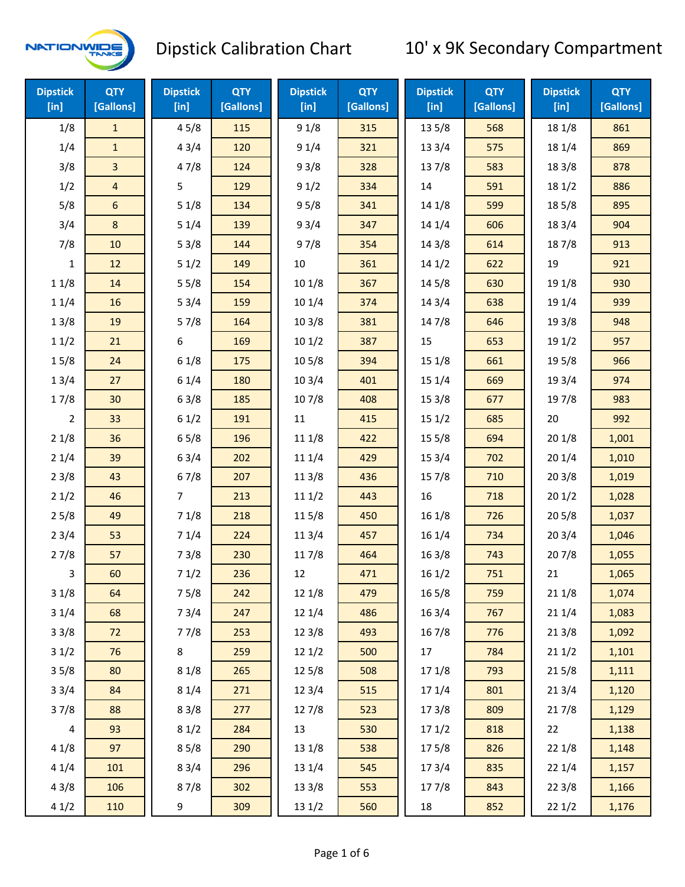# Dipstick Calibration Chart

## 10' x 9K Secondary Compartment

| Dipstick [in] | QTY [Gallons] | Dipstick [in] | QTY [Gallons] | Dipstick [in] | QTY [Gallons] | Dipstick [in] | QTY [Gallons] | Dipstick [in] | QTY [Gallons] |
|---|---|---|---|---|---|---|---|---|---|
| 1/8 | 1 | 4 5/8 | 115 | 9 1/8 | 315 | 13 5/8 | 568 | 18 1/8 | 861 |
| 1/4 | 1 | 4 3/4 | 120 | 9 1/4 | 321 | 13 3/4 | 575 | 18 1/4 | 869 |
| 3/8 | 3 | 4 7/8 | 124 | 9 3/8 | 328 | 13 7/8 | 583 | 18 3/8 | 878 |
| 1/2 | 4 | 5 | 129 | 9 1/2 | 334 | 14 | 591 | 18 1/2 | 886 |
| 5/8 | 6 | 5 1/8 | 134 | 9 5/8 | 341 | 14 1/8 | 599 | 18 5/8 | 895 |
| 3/4 | 8 | 5 1/4 | 139 | 9 3/4 | 347 | 14 1/4 | 606 | 18 3/4 | 904 |
| 7/8 | 10 | 5 3/8 | 144 | 9 7/8 | 354 | 14 3/8 | 614 | 18 7/8 | 913 |
| 1 | 12 | 5 1/2 | 149 | 10 | 361 | 14 1/2 | 622 | 19 | 921 |
| 1 1/8 | 14 | 5 5/8 | 154 | 10 1/8 | 367 | 14 5/8 | 630 | 19 1/8 | 930 |
| 1 1/4 | 16 | 5 3/4 | 159 | 10 1/4 | 374 | 14 3/4 | 638 | 19 1/4 | 939 |
| 1 3/8 | 19 | 5 7/8 | 164 | 10 3/8 | 381 | 14 7/8 | 646 | 19 3/8 | 948 |
| 1 1/2 | 21 | 6 | 169 | 10 1/2 | 387 | 15 | 653 | 19 1/2 | 957 |
| 1 5/8 | 24 | 6 1/8 | 175 | 10 5/8 | 394 | 15 1/8 | 661 | 19 5/8 | 966 |
| 1 3/4 | 27 | 6 1/4 | 180 | 10 3/4 | 401 | 15 1/4 | 669 | 19 3/4 | 974 |
| 1 7/8 | 30 | 6 3/8 | 185 | 10 7/8 | 408 | 15 3/8 | 677 | 19 7/8 | 983 |
| 2 | 33 | 6 1/2 | 191 | 11 | 415 | 15 1/2 | 685 | 20 | 992 |
| 2 1/8 | 36 | 6 5/8 | 196 | 11 1/8 | 422 | 15 5/8 | 694 | 20 1/8 | 1,001 |
| 2 1/4 | 39 | 6 3/4 | 202 | 11 1/4 | 429 | 15 3/4 | 702 | 20 1/4 | 1,010 |
| 2 3/8 | 43 | 6 7/8 | 207 | 11 3/8 | 436 | 15 7/8 | 710 | 20 3/8 | 1,019 |
| 2 1/2 | 46 | 7 | 213 | 11 1/2 | 443 | 16 | 718 | 20 1/2 | 1,028 |
| 2 5/8 | 49 | 7 1/8 | 218 | 11 5/8 | 450 | 16 1/8 | 726 | 20 5/8 | 1,037 |
| 2 3/4 | 53 | 7 1/4 | 224 | 11 3/4 | 457 | 16 1/4 | 734 | 20 3/4 | 1,046 |
| 2 7/8 | 57 | 7 3/8 | 230 | 11 7/8 | 464 | 16 3/8 | 743 | 20 7/8 | 1,055 |
| 3 | 60 | 7 1/2 | 236 | 12 | 471 | 16 1/2 | 751 | 21 | 1,065 |
| 3 1/8 | 64 | 7 5/8 | 242 | 12 1/8 | 479 | 16 5/8 | 759 | 21 1/8 | 1,074 |
| 3 1/4 | 68 | 7 3/4 | 247 | 12 1/4 | 486 | 16 3/4 | 767 | 21 1/4 | 1,083 |
| 3 3/8 | 72 | 7 7/8 | 253 | 12 3/8 | 493 | 16 7/8 | 776 | 21 3/8 | 1,092 |
| 3 1/2 | 76 | 8 | 259 | 12 1/2 | 500 | 17 | 784 | 21 1/2 | 1,101 |
| 3 5/8 | 80 | 8 1/8 | 265 | 12 5/8 | 508 | 17 1/8 | 793 | 21 5/8 | 1,111 |
| 3 3/4 | 84 | 8 1/4 | 271 | 12 3/4 | 515 | 17 1/4 | 801 | 21 3/4 | 1,120 |
| 3 7/8 | 88 | 8 3/8 | 277 | 12 7/8 | 523 | 17 3/8 | 809 | 21 7/8 | 1,129 |
| 4 | 93 | 8 1/2 | 284 | 13 | 530 | 17 1/2 | 818 | 22 | 1,138 |
| 4 1/8 | 97 | 8 5/8 | 290 | 13 1/8 | 538 | 17 5/8 | 826 | 22 1/8 | 1,148 |
| 4 1/4 | 101 | 8 3/4 | 296 | 13 1/4 | 545 | 17 3/4 | 835 | 22 1/4 | 1,157 |
| 4 3/8 | 106 | 8 7/8 | 302 | 13 3/8 | 553 | 17 7/8 | 843 | 22 3/8 | 1,166 |
| 4 1/2 | 110 | 9 | 309 | 13 1/2 | 560 | 18 | 852 | 22 1/2 | 1,176 |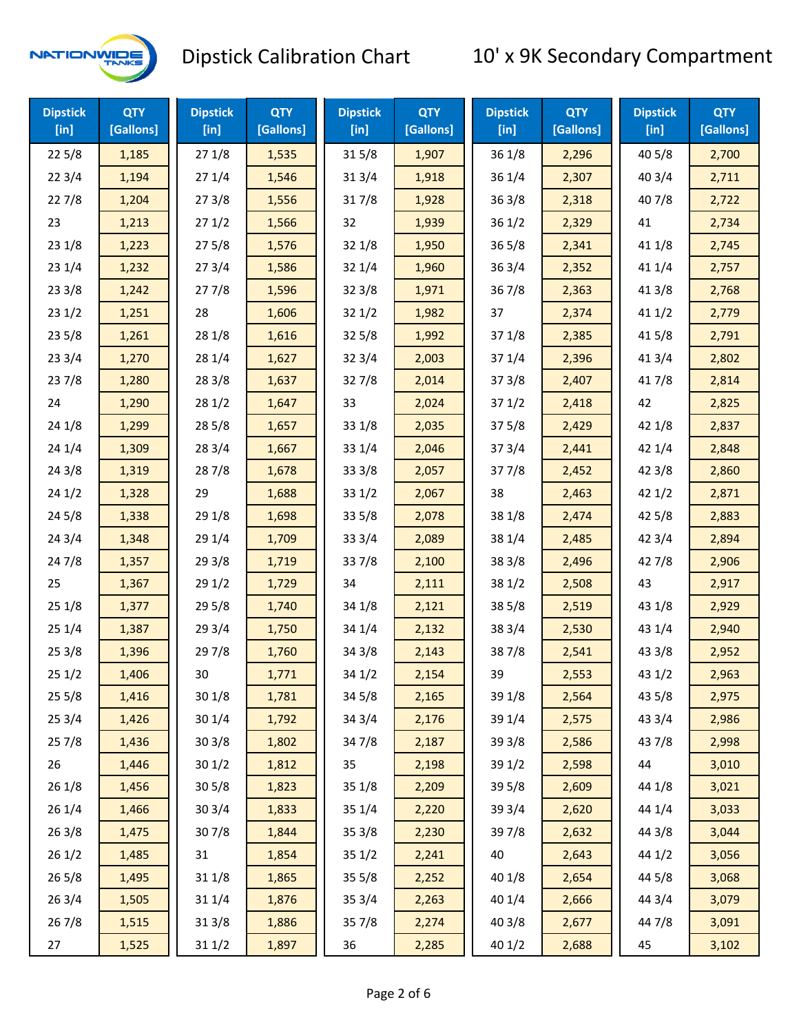# Dipstick Calibration Chart

## 10' x 9K Secondary Compartment

| Dipstick [in] | QTY [Gallons] | Dipstick [in] | QTY [Gallons] | Dipstick [in] | QTY [Gallons] | Dipstick [in] | QTY [Gallons] | Dipstick [in] | QTY [Gallons] |
|---|---|---|---|---|---|---|---|---|---|
| 22 5/8 | 1,185 | 27 1/8 | 1,535 | 31 5/8 | 1,907 | 36 1/8 | 2,296 | 40 5/8 | 2,700 |
| 22 3/4 | 1,194 | 27 1/4 | 1,546 | 31 3/4 | 1,918 | 36 1/4 | 2,307 | 40 3/4 | 2,711 |
| 22 7/8 | 1,204 | 27 3/8 | 1,556 | 31 7/8 | 1,928 | 36 3/8 | 2,318 | 40 7/8 | 2,722 |
| 23 | 1,213 | 27 1/2 | 1,566 | 32 | 1,939 | 36 1/2 | 2,329 | 41 | 2,734 |
| 23 1/8 | 1,223 | 27 5/8 | 1,576 | 32 1/8 | 1,950 | 36 5/8 | 2,341 | 41 1/8 | 2,745 |
| 23 1/4 | 1,232 | 27 3/4 | 1,586 | 32 1/4 | 1,960 | 36 3/4 | 2,352 | 41 1/4 | 2,757 |
| 23 3/8 | 1,242 | 27 7/8 | 1,596 | 32 3/8 | 1,971 | 36 7/8 | 2,363 | 41 3/8 | 2,768 |
| 23 1/2 | 1,251 | 28 | 1,606 | 32 1/2 | 1,982 | 37 | 2,374 | 41 1/2 | 2,779 |
| 23 5/8 | 1,261 | 28 1/8 | 1,616 | 32 5/8 | 1,992 | 37 1/8 | 2,385 | 41 5/8 | 2,791 |
| 23 3/4 | 1,270 | 28 1/4 | 1,627 | 32 3/4 | 2,003 | 37 1/4 | 2,396 | 41 3/4 | 2,802 |
| 23 7/8 | 1,280 | 28 3/8 | 1,637 | 32 7/8 | 2,014 | 37 3/8 | 2,407 | 41 7/8 | 2,814 |
| 24 | 1,290 | 28 1/2 | 1,647 | 33 | 2,024 | 37 1/2 | 2,418 | 42 | 2,825 |
| 24 1/8 | 1,299 | 28 5/8 | 1,657 | 33 1/8 | 2,035 | 37 5/8 | 2,429 | 42 1/8 | 2,837 |
| 24 1/4 | 1,309 | 28 3/4 | 1,667 | 33 1/4 | 2,046 | 37 3/4 | 2,441 | 42 1/4 | 2,848 |
| 24 3/8 | 1,319 | 28 7/8 | 1,678 | 33 3/8 | 2,057 | 37 7/8 | 2,452 | 42 3/8 | 2,860 |
| 24 1/2 | 1,328 | 29 | 1,688 | 33 1/2 | 2,067 | 38 | 2,463 | 42 1/2 | 2,871 |
| 24 5/8 | 1,338 | 29 1/8 | 1,698 | 33 5/8 | 2,078 | 38 1/8 | 2,474 | 42 5/8 | 2,883 |
| 24 3/4 | 1,348 | 29 1/4 | 1,709 | 33 3/4 | 2,089 | 38 1/4 | 2,485 | 42 3/4 | 2,894 |
| 24 7/8 | 1,357 | 29 3/8 | 1,719 | 33 7/8 | 2,100 | 38 3/8 | 2,496 | 42 7/8 | 2,906 |
| 25 | 1,367 | 29 1/2 | 1,729 | 34 | 2,111 | 38 1/2 | 2,508 | 43 | 2,917 |
| 25 1/8 | 1,377 | 29 5/8 | 1,740 | 34 1/8 | 2,121 | 38 5/8 | 2,519 | 43 1/8 | 2,929 |
| 25 1/4 | 1,387 | 29 3/4 | 1,750 | 34 1/4 | 2,132 | 38 3/4 | 2,530 | 43 1/4 | 2,940 |
| 25 3/8 | 1,396 | 29 7/8 | 1,760 | 34 3/8 | 2,143 | 38 7/8 | 2,541 | 43 3/8 | 2,952 |
| 25 1/2 | 1,406 | 30 | 1,771 | 34 1/2 | 2,154 | 39 | 2,553 | 43 1/2 | 2,963 |
| 25 5/8 | 1,416 | 30 1/8 | 1,781 | 34 5/8 | 2,165 | 39 1/8 | 2,564 | 43 5/8 | 2,975 |
| 25 3/4 | 1,426 | 30 1/4 | 1,792 | 34 3/4 | 2,176 | 39 1/4 | 2,575 | 43 3/4 | 2,986 |
| 25 7/8 | 1,436 | 30 3/8 | 1,802 | 34 7/8 | 2,187 | 39 3/8 | 2,586 | 43 7/8 | 2,998 |
| 26 | 1,446 | 30 1/2 | 1,812 | 35 | 2,198 | 39 1/2 | 2,598 | 44 | 3,010 |
| 26 1/8 | 1,456 | 30 5/8 | 1,823 | 35 1/8 | 2,209 | 39 5/8 | 2,609 | 44 1/8 | 3,021 |
| 26 1/4 | 1,466 | 30 3/4 | 1,833 | 35 1/4 | 2,220 | 39 3/4 | 2,620 | 44 1/4 | 3,033 |
| 26 3/8 | 1,475 | 30 7/8 | 1,844 | 35 3/8 | 2,230 | 39 7/8 | 2,632 | 44 3/8 | 3,044 |
| 26 1/2 | 1,485 | 31 | 1,854 | 35 1/2 | 2,241 | 40 | 2,643 | 44 1/2 | 3,056 |
| 26 5/8 | 1,495 | 31 1/8 | 1,865 | 35 5/8 | 2,252 | 40 1/8 | 2,654 | 44 5/8 | 3,068 |
| 26 3/4 | 1,505 | 31 1/4 | 1,876 | 35 3/4 | 2,263 | 40 1/4 | 2,666 | 44 3/4 | 3,079 |
| 26 7/8 | 1,515 | 31 3/8 | 1,886 | 35 7/8 | 2,274 | 40 3/8 | 2,677 | 44 7/8 | 3,091 |
| 27 | 1,525 | 31 1/2 | 1,897 | 36 | 2,285 | 40 1/2 | 2,688 | 45 | 3,102 |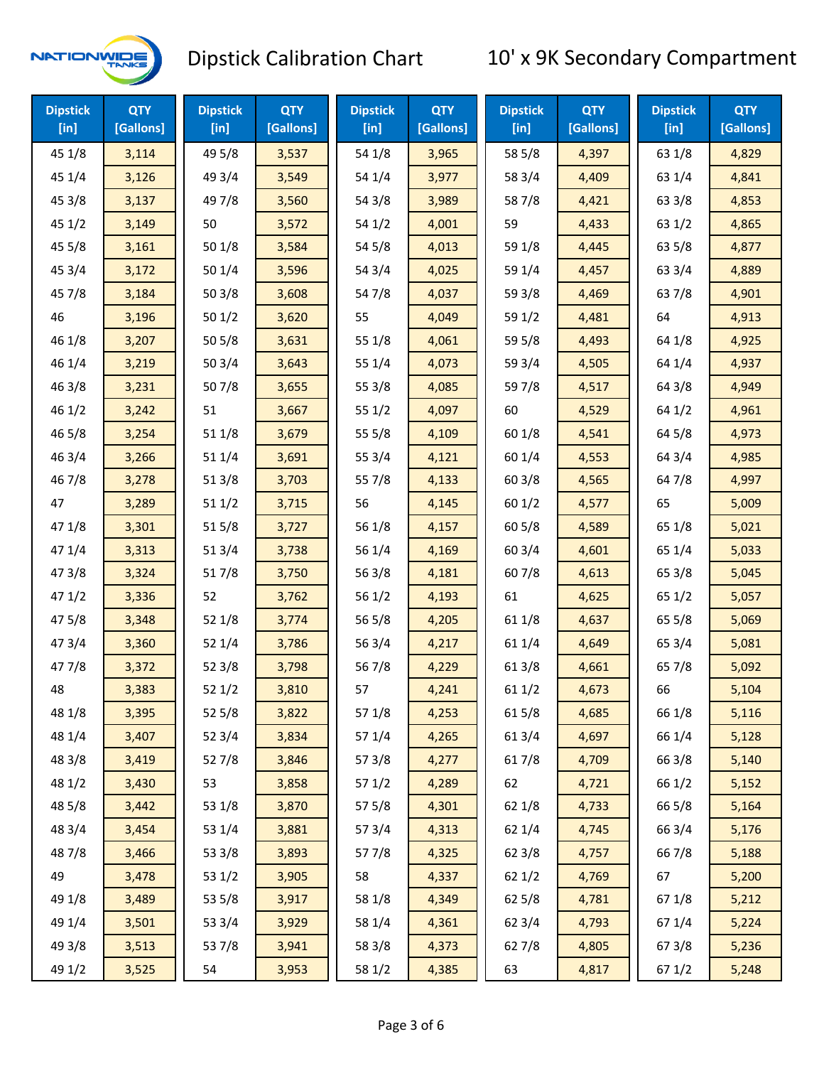# Dipstick Calibration Chart

## 10' x 9K Secondary Compartment

| Dipstick [in] | QTY [Gallons] | Dipstick [in] | QTY [Gallons] | Dipstick [in] | QTY [Gallons] | Dipstick [in] | QTY [Gallons] | Dipstick [in] | QTY [Gallons] |
|---|---|---|---|---|---|---|---|---|---|
| 45 1/8 | 3,114 | 49 5/8 | 3,537 | 54 1/8 | 3,965 | 58 5/8 | 4,397 | 63 1/8 | 4,829 |
| 45 1/4 | 3,126 | 49 3/4 | 3,549 | 54 1/4 | 3,977 | 58 3/4 | 4,409 | 63 1/4 | 4,841 |
| 45 3/8 | 3,137 | 49 7/8 | 3,560 | 54 3/8 | 3,989 | 58 7/8 | 4,421 | 63 3/8 | 4,853 |
| 45 1/2 | 3,149 | 50 | 3,572 | 54 1/2 | 4,001 | 59 | 4,433 | 63 1/2 | 4,865 |
| 45 5/8 | 3,161 | 50 1/8 | 3,584 | 54 5/8 | 4,013 | 59 1/8 | 4,445 | 63 5/8 | 4,877 |
| 45 3/4 | 3,172 | 50 1/4 | 3,596 | 54 3/4 | 4,025 | 59 1/4 | 4,457 | 63 3/4 | 4,889 |
| 45 7/8 | 3,184 | 50 3/8 | 3,608 | 54 7/8 | 4,037 | 59 3/8 | 4,469 | 63 7/8 | 4,901 |
| 46 | 3,196 | 50 1/2 | 3,620 | 55 | 4,049 | 59 1/2 | 4,481 | 64 | 4,913 |
| 46 1/8 | 3,207 | 50 5/8 | 3,631 | 55 1/8 | 4,061 | 59 5/8 | 4,493 | 64 1/8 | 4,925 |
| 46 1/4 | 3,219 | 50 3/4 | 3,643 | 55 1/4 | 4,073 | 59 3/4 | 4,505 | 64 1/4 | 4,937 |
| 46 3/8 | 3,231 | 50 7/8 | 3,655 | 55 3/8 | 4,085 | 59 7/8 | 4,517 | 64 3/8 | 4,949 |
| 46 1/2 | 3,242 | 51 | 3,667 | 55 1/2 | 4,097 | 60 | 4,529 | 64 1/2 | 4,961 |
| 46 5/8 | 3,254 | 51 1/8 | 3,679 | 55 5/8 | 4,109 | 60 1/8 | 4,541 | 64 5/8 | 4,973 |
| 46 3/4 | 3,266 | 51 1/4 | 3,691 | 55 3/4 | 4,121 | 60 1/4 | 4,553 | 64 3/4 | 4,985 |
| 46 7/8 | 3,278 | 51 3/8 | 3,703 | 55 7/8 | 4,133 | 60 3/8 | 4,565 | 64 7/8 | 4,997 |
| 47 | 3,289 | 51 1/2 | 3,715 | 56 | 4,145 | 60 1/2 | 4,577 | 65 | 5,009 |
| 47 1/8 | 3,301 | 51 5/8 | 3,727 | 56 1/8 | 4,157 | 60 5/8 | 4,589 | 65 1/8 | 5,021 |
| 47 1/4 | 3,313 | 51 3/4 | 3,738 | 56 1/4 | 4,169 | 60 3/4 | 4,601 | 65 1/4 | 5,033 |
| 47 3/8 | 3,324 | 51 7/8 | 3,750 | 56 3/8 | 4,181 | 60 7/8 | 4,613 | 65 3/8 | 5,045 |
| 47 1/2 | 3,336 | 52 | 3,762 | 56 1/2 | 4,193 | 61 | 4,625 | 65 1/2 | 5,057 |
| 47 5/8 | 3,348 | 52 1/8 | 3,774 | 56 5/8 | 4,205 | 61 1/8 | 4,637 | 65 5/8 | 5,069 |
| 47 3/4 | 3,360 | 52 1/4 | 3,786 | 56 3/4 | 4,217 | 61 1/4 | 4,649 | 65 3/4 | 5,081 |
| 47 7/8 | 3,372 | 52 3/8 | 3,798 | 56 7/8 | 4,229 | 61 3/8 | 4,661 | 65 7/8 | 5,092 |
| 48 | 3,383 | 52 1/2 | 3,810 | 57 | 4,241 | 61 1/2 | 4,673 | 66 | 5,104 |
| 48 1/8 | 3,395 | 52 5/8 | 3,822 | 57 1/8 | 4,253 | 61 5/8 | 4,685 | 66 1/8 | 5,116 |
| 48 1/4 | 3,407 | 52 3/4 | 3,834 | 57 1/4 | 4,265 | 61 3/4 | 4,697 | 66 1/4 | 5,128 |
| 48 3/8 | 3,419 | 52 7/8 | 3,846 | 57 3/8 | 4,277 | 61 7/8 | 4,709 | 66 3/8 | 5,140 |
| 48 1/2 | 3,430 | 53 | 3,858 | 57 1/2 | 4,289 | 62 | 4,721 | 66 1/2 | 5,152 |
| 48 5/8 | 3,442 | 53 1/8 | 3,870 | 57 5/8 | 4,301 | 62 1/8 | 4,733 | 66 5/8 | 5,164 |
| 48 3/4 | 3,454 | 53 1/4 | 3,881 | 57 3/4 | 4,313 | 62 1/4 | 4,745 | 66 3/4 | 5,176 |
| 48 7/8 | 3,466 | 53 3/8 | 3,893 | 57 7/8 | 4,325 | 62 3/8 | 4,757 | 66 7/8 | 5,188 |
| 49 | 3,478 | 53 1/2 | 3,905 | 58 | 4,337 | 62 1/2 | 4,769 | 67 | 5,200 |
| 49 1/8 | 3,489 | 53 5/8 | 3,917 | 58 1/8 | 4,349 | 62 5/8 | 4,781 | 67 1/8 | 5,212 |
| 49 1/4 | 3,501 | 53 3/4 | 3,929 | 58 1/4 | 4,361 | 62 3/4 | 4,793 | 67 1/4 | 5,224 |
| 49 3/8 | 3,513 | 53 7/8 | 3,941 | 58 3/8 | 4,373 | 62 7/8 | 4,805 | 67 3/8 | 5,236 |
| 49 1/2 | 3,525 | 54 | 3,953 | 58 1/2 | 4,385 | 63 | 4,817 | 67 1/2 | 5,248 |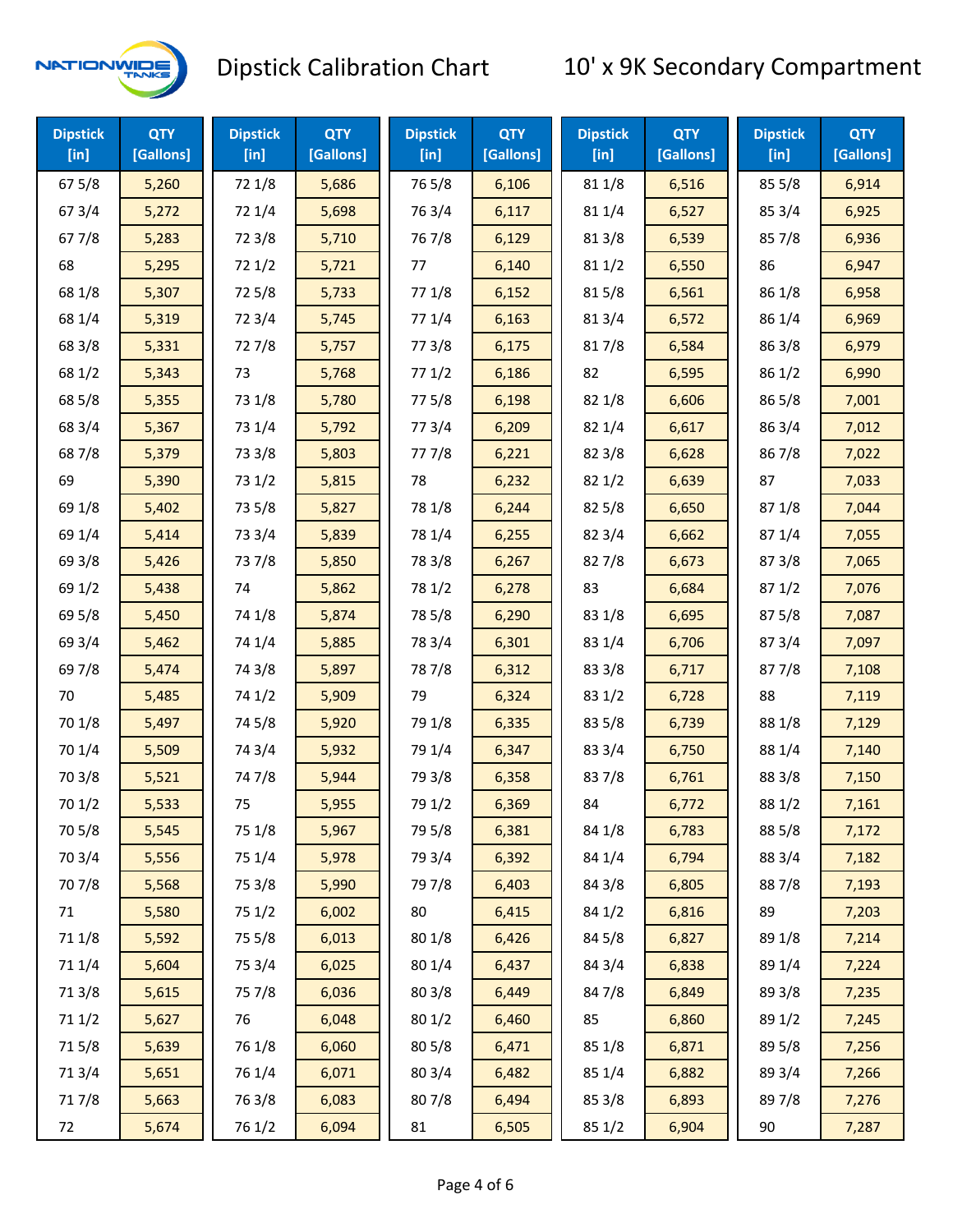# Dipstick Calibration Chart

## 10' x 9K Secondary Compartment

| Dipstick [in] | QTY [Gallons] | Dipstick [in] | QTY [Gallons] | Dipstick [in] | QTY [Gallons] | Dipstick [in] | QTY [Gallons] | Dipstick [in] | QTY [Gallons] |
|---|---|---|---|---|---|---|---|---|---|
| 67 5/8 | 5,260 | 72 1/8 | 5,686 | 76 5/8 | 6,106 | 81 1/8 | 6,516 | 85 5/8 | 6,914 |
| 67 3/4 | 5,272 | 72 1/4 | 5,698 | 76 3/4 | 6,117 | 81 1/4 | 6,527 | 85 3/4 | 6,925 |
| 67 7/8 | 5,283 | 72 3/8 | 5,710 | 76 7/8 | 6,129 | 81 3/8 | 6,539 | 85 7/8 | 6,936 |
| 68 | 5,295 | 72 1/2 | 5,721 | 77 | 6,140 | 81 1/2 | 6,550 | 86 | 6,947 |
| 68 1/8 | 5,307 | 72 5/8 | 5,733 | 77 1/8 | 6,152 | 81 5/8 | 6,561 | 86 1/8 | 6,958 |
| 68 1/4 | 5,319 | 72 3/4 | 5,745 | 77 1/4 | 6,163 | 81 3/4 | 6,572 | 86 1/4 | 6,969 |
| 68 3/8 | 5,331 | 72 7/8 | 5,757 | 77 3/8 | 6,175 | 81 7/8 | 6,584 | 86 3/8 | 6,979 |
| 68 1/2 | 5,343 | 73 | 5,768 | 77 1/2 | 6,186 | 82 | 6,595 | 86 1/2 | 6,990 |
| 68 5/8 | 5,355 | 73 1/8 | 5,780 | 77 5/8 | 6,198 | 82 1/8 | 6,606 | 86 5/8 | 7,001 |
| 68 3/4 | 5,367 | 73 1/4 | 5,792 | 77 3/4 | 6,209 | 82 1/4 | 6,617 | 86 3/4 | 7,012 |
| 68 7/8 | 5,379 | 73 3/8 | 5,803 | 77 7/8 | 6,221 | 82 3/8 | 6,628 | 86 7/8 | 7,022 |
| 69 | 5,390 | 73 1/2 | 5,815 | 78 | 6,232 | 82 1/2 | 6,639 | 87 | 7,033 |
| 69 1/8 | 5,402 | 73 5/8 | 5,827 | 78 1/8 | 6,244 | 82 5/8 | 6,650 | 87 1/8 | 7,044 |
| 69 1/4 | 5,414 | 73 3/4 | 5,839 | 78 1/4 | 6,255 | 82 3/4 | 6,662 | 87 1/4 | 7,055 |
| 69 3/8 | 5,426 | 73 7/8 | 5,850 | 78 3/8 | 6,267 | 82 7/8 | 6,673 | 87 3/8 | 7,065 |
| 69 1/2 | 5,438 | 74 | 5,862 | 78 1/2 | 6,278 | 83 | 6,684 | 87 1/2 | 7,076 |
| 69 5/8 | 5,450 | 74 1/8 | 5,874 | 78 5/8 | 6,290 | 83 1/8 | 6,695 | 87 5/8 | 7,087 |
| 69 3/4 | 5,462 | 74 1/4 | 5,885 | 78 3/4 | 6,301 | 83 1/4 | 6,706 | 87 3/4 | 7,097 |
| 69 7/8 | 5,474 | 74 3/8 | 5,897 | 78 7/8 | 6,312 | 83 3/8 | 6,717 | 87 7/8 | 7,108 |
| 70 | 5,485 | 74 1/2 | 5,909 | 79 | 6,324 | 83 1/2 | 6,728 | 88 | 7,119 |
| 70 1/8 | 5,497 | 74 5/8 | 5,920 | 79 1/8 | 6,335 | 83 5/8 | 6,739 | 88 1/8 | 7,129 |
| 70 1/4 | 5,509 | 74 3/4 | 5,932 | 79 1/4 | 6,347 | 83 3/4 | 6,750 | 88 1/4 | 7,140 |
| 70 3/8 | 5,521 | 74 7/8 | 5,944 | 79 3/8 | 6,358 | 83 7/8 | 6,761 | 88 3/8 | 7,150 |
| 70 1/2 | 5,533 | 75 | 5,955 | 79 1/2 | 6,369 | 84 | 6,772 | 88 1/2 | 7,161 |
| 70 5/8 | 5,545 | 75 1/8 | 5,967 | 79 5/8 | 6,381 | 84 1/8 | 6,783 | 88 5/8 | 7,172 |
| 70 3/4 | 5,556 | 75 1/4 | 5,978 | 79 3/4 | 6,392 | 84 1/4 | 6,794 | 88 3/4 | 7,182 |
| 70 7/8 | 5,568 | 75 3/8 | 5,990 | 79 7/8 | 6,403 | 84 3/8 | 6,805 | 88 7/8 | 7,193 |
| 71 | 5,580 | 75 1/2 | 6,002 | 80 | 6,415 | 84 1/2 | 6,816 | 89 | 7,203 |
| 71 1/8 | 5,592 | 75 5/8 | 6,013 | 80 1/8 | 6,426 | 84 5/8 | 6,827 | 89 1/8 | 7,214 |
| 71 1/4 | 5,604 | 75 3/4 | 6,025 | 80 1/4 | 6,437 | 84 3/4 | 6,838 | 89 1/4 | 7,224 |
| 71 3/8 | 5,615 | 75 7/8 | 6,036 | 80 3/8 | 6,449 | 84 7/8 | 6,849 | 89 3/8 | 7,235 |
| 71 1/2 | 5,627 | 76 | 6,048 | 80 1/2 | 6,460 | 85 | 6,860 | 89 1/2 | 7,245 |
| 71 5/8 | 5,639 | 76 1/8 | 6,060 | 80 5/8 | 6,471 | 85 1/8 | 6,871 | 89 5/8 | 7,256 |
| 71 3/4 | 5,651 | 76 1/4 | 6,071 | 80 3/4 | 6,482 | 85 1/4 | 6,882 | 89 3/4 | 7,266 |
| 71 7/8 | 5,663 | 76 3/8 | 6,083 | 80 7/8 | 6,494 | 85 3/8 | 6,893 | 89 7/8 | 7,276 |
| 72 | 5,674 | 76 1/2 | 6,094 | 81 | 6,505 | 85 1/2 | 6,904 | 90 | 7,287 |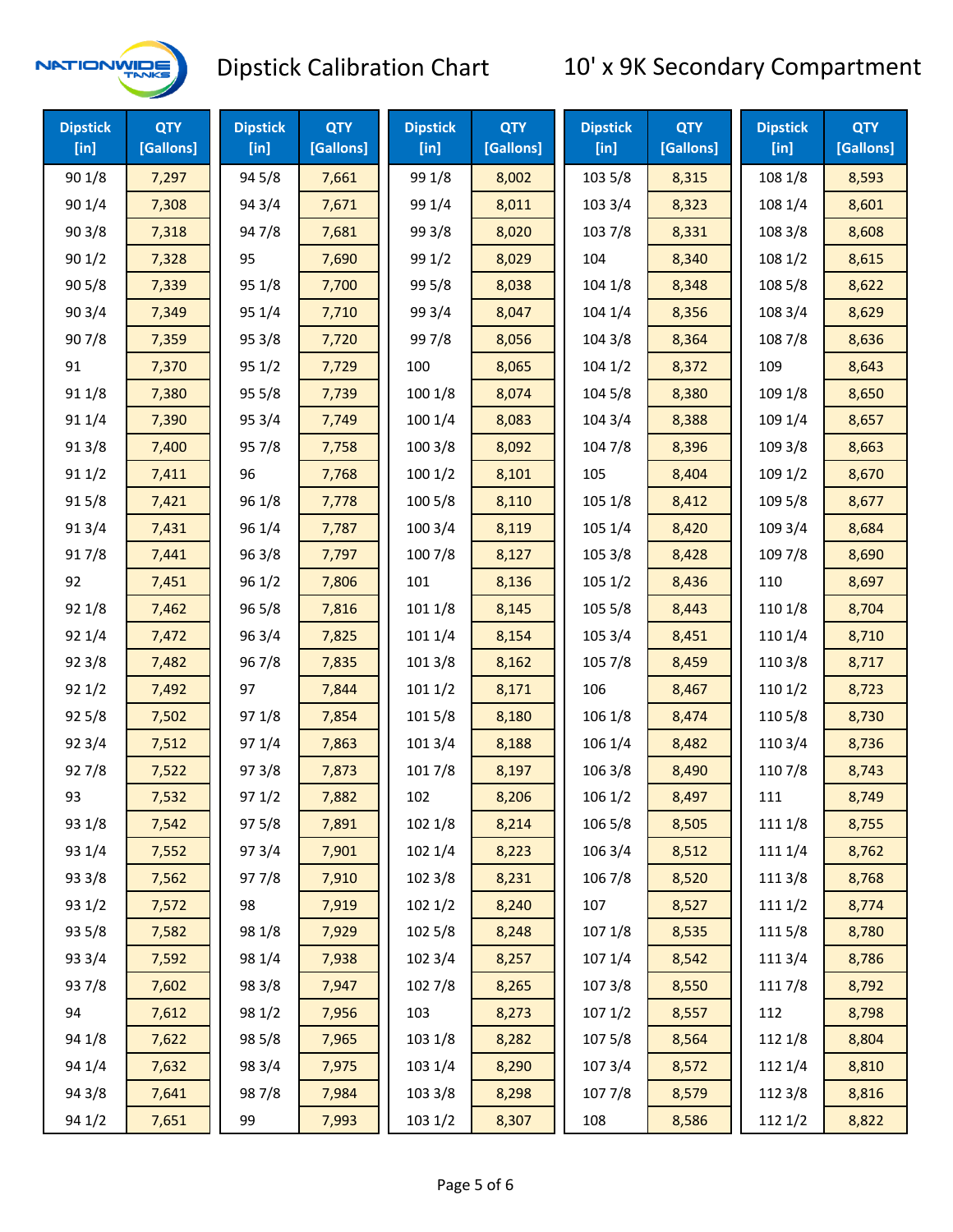# Dipstick Calibration Chart

## 10' x 9K Secondary Compartment

| Dipstick [in] | QTY [Gallons] | Dipstick [in] | QTY [Gallons] | Dipstick [in] | QTY [Gallons] | Dipstick [in] | QTY [Gallons] | Dipstick [in] | QTY [Gallons] |
|---|---|---|---|---|---|---|---|---|---|
| 90 1/8 | 7,297 | 94 5/8 | 7,661 | 99 1/8 | 8,002 | 103 5/8 | 8,315 | 108 1/8 | 8,593 |
| 90 1/4 | 7,308 | 94 3/4 | 7,671 | 99 1/4 | 8,011 | 103 3/4 | 8,323 | 108 1/4 | 8,601 |
| 90 3/8 | 7,318 | 94 7/8 | 7,681 | 99 3/8 | 8,020 | 103 7/8 | 8,331 | 108 3/8 | 8,608 |
| 90 1/2 | 7,328 | 95 | 7,690 | 99 1/2 | 8,029 | 104 | 8,340 | 108 1/2 | 8,615 |
| 90 5/8 | 7,339 | 95 1/8 | 7,700 | 99 5/8 | 8,038 | 104 1/8 | 8,348 | 108 5/8 | 8,622 |
| 90 3/4 | 7,349 | 95 1/4 | 7,710 | 99 3/4 | 8,047 | 104 1/4 | 8,356 | 108 3/4 | 8,629 |
| 90 7/8 | 7,359 | 95 3/8 | 7,720 | 99 7/8 | 8,056 | 104 3/8 | 8,364 | 108 7/8 | 8,636 |
| 91 | 7,370 | 95 1/2 | 7,729 | 100 | 8,065 | 104 1/2 | 8,372 | 109 | 8,643 |
| 91 1/8 | 7,380 | 95 5/8 | 7,739 | 100 1/8 | 8,074 | 104 5/8 | 8,380 | 109 1/8 | 8,650 |
| 91 1/4 | 7,390 | 95 3/4 | 7,749 | 100 1/4 | 8,083 | 104 3/4 | 8,388 | 109 1/4 | 8,657 |
| 91 3/8 | 7,400 | 95 7/8 | 7,758 | 100 3/8 | 8,092 | 104 7/8 | 8,396 | 109 3/8 | 8,663 |
| 91 1/2 | 7,411 | 96 | 7,768 | 100 1/2 | 8,101 | 105 | 8,404 | 109 1/2 | 8,670 |
| 91 5/8 | 7,421 | 96 1/8 | 7,778 | 100 5/8 | 8,110 | 105 1/8 | 8,412 | 109 5/8 | 8,677 |
| 91 3/4 | 7,431 | 96 1/4 | 7,787 | 100 3/4 | 8,119 | 105 1/4 | 8,420 | 109 3/4 | 8,684 |
| 91 7/8 | 7,441 | 96 3/8 | 7,797 | 100 7/8 | 8,127 | 105 3/8 | 8,428 | 109 7/8 | 8,690 |
| 92 | 7,451 | 96 1/2 | 7,806 | 101 | 8,136 | 105 1/2 | 8,436 | 110 | 8,697 |
| 92 1/8 | 7,462 | 96 5/8 | 7,816 | 101 1/8 | 8,145 | 105 5/8 | 8,443 | 110 1/8 | 8,704 |
| 92 1/4 | 7,472 | 96 3/4 | 7,825 | 101 1/4 | 8,154 | 105 3/4 | 8,451 | 110 1/4 | 8,710 |
| 92 3/8 | 7,482 | 96 7/8 | 7,835 | 101 3/8 | 8,162 | 105 7/8 | 8,459 | 110 3/8 | 8,717 |
| 92 1/2 | 7,492 | 97 | 7,844 | 101 1/2 | 8,171 | 106 | 8,467 | 110 1/2 | 8,723 |
| 92 5/8 | 7,502 | 97 1/8 | 7,854 | 101 5/8 | 8,180 | 106 1/8 | 8,474 | 110 5/8 | 8,730 |
| 92 3/4 | 7,512 | 97 1/4 | 7,863 | 101 3/4 | 8,188 | 106 1/4 | 8,482 | 110 3/4 | 8,736 |
| 92 7/8 | 7,522 | 97 3/8 | 7,873 | 101 7/8 | 8,197 | 106 3/8 | 8,490 | 110 7/8 | 8,743 |
| 93 | 7,532 | 97 1/2 | 7,882 | 102 | 8,206 | 106 1/2 | 8,497 | 111 | 8,749 |
| 93 1/8 | 7,542 | 97 5/8 | 7,891 | 102 1/8 | 8,214 | 106 5/8 | 8,505 | 111 1/8 | 8,755 |
| 93 1/4 | 7,552 | 97 3/4 | 7,901 | 102 1/4 | 8,223 | 106 3/4 | 8,512 | 111 1/4 | 8,762 |
| 93 3/8 | 7,562 | 97 7/8 | 7,910 | 102 3/8 | 8,231 | 106 7/8 | 8,520 | 111 3/8 | 8,768 |
| 93 1/2 | 7,572 | 98 | 7,919 | 102 1/2 | 8,240 | 107 | 8,527 | 111 1/2 | 8,774 |
| 93 5/8 | 7,582 | 98 1/8 | 7,929 | 102 5/8 | 8,248 | 107 1/8 | 8,535 | 111 5/8 | 8,780 |
| 93 3/4 | 7,592 | 98 1/4 | 7,938 | 102 3/4 | 8,257 | 107 1/4 | 8,542 | 111 3/4 | 8,786 |
| 93 7/8 | 7,602 | 98 3/8 | 7,947 | 102 7/8 | 8,265 | 107 3/8 | 8,550 | 111 7/8 | 8,792 |
| 94 | 7,612 | 98 1/2 | 7,956 | 103 | 8,273 | 107 1/2 | 8,557 | 112 | 8,798 |
| 94 1/8 | 7,622 | 98 5/8 | 7,965 | 103 1/8 | 8,282 | 107 5/8 | 8,564 | 112 1/8 | 8,804 |
| 94 1/4 | 7,632 | 98 3/4 | 7,975 | 103 1/4 | 8,290 | 107 3/4 | 8,572 | 112 1/4 | 8,810 |
| 94 3/8 | 7,641 | 98 7/8 | 7,984 | 103 3/8 | 8,298 | 107 7/8 | 8,579 | 112 3/8 | 8,816 |
| 94 1/2 | 7,651 | 99 | 7,993 | 103 1/2 | 8,307 | 108 | 8,586 | 112 1/2 | 8,822 |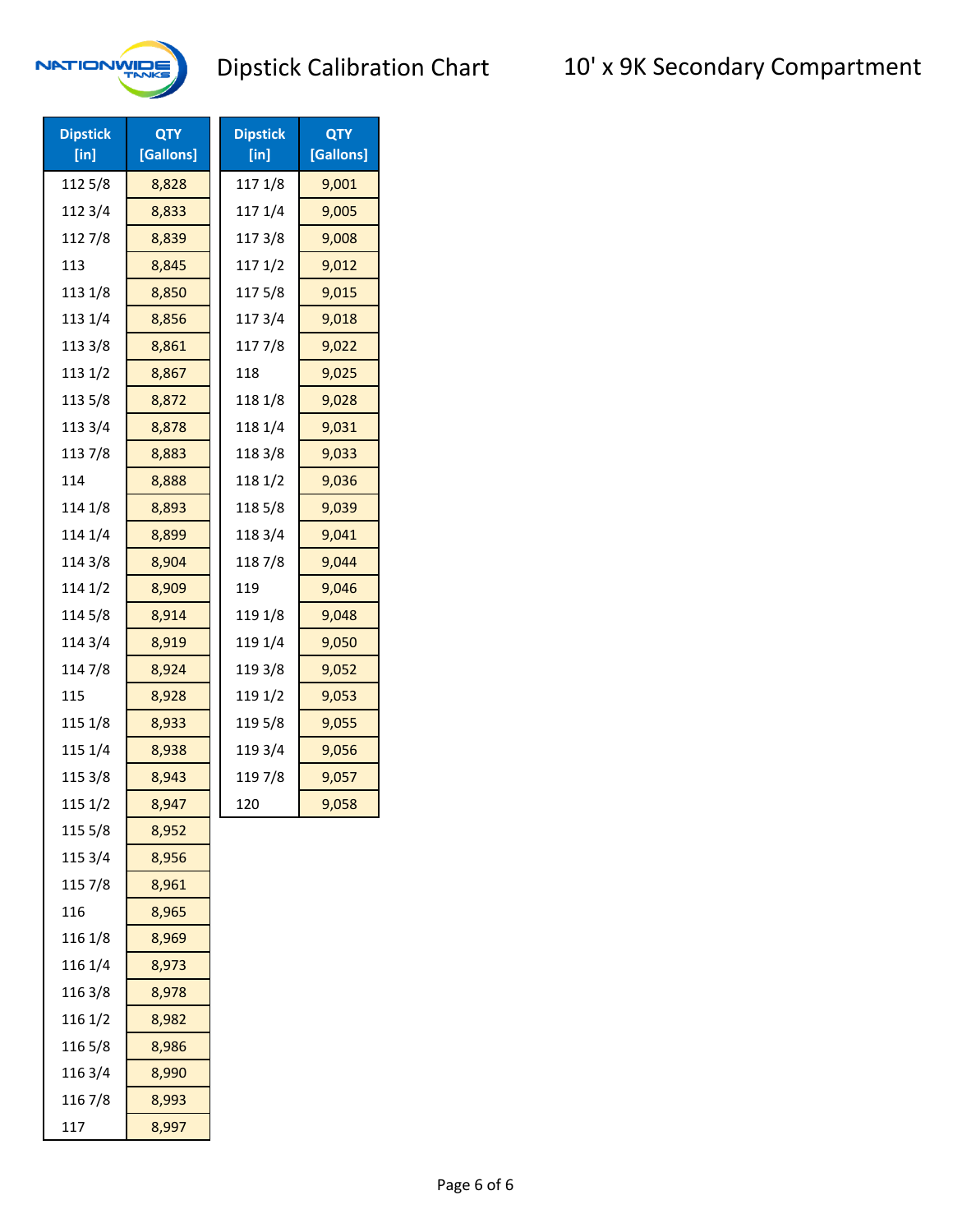# Dipstick Calibration Chart

## 10' x 9K Secondary Compartment

| Dipstick [in] | QTY [Gallons] |
|---|---|
| 112 5/8 | 8,828 |
| 112 3/4 | 8,833 |
| 112 7/8 | 8,839 |
| 113 | 8,845 |
| 113 1/8 | 8,850 |
| 113 1/4 | 8,856 |
| 113 3/8 | 8,861 |
| 113 1/2 | 8,867 |
| 113 5/8 | 8,872 |
| 113 3/4 | 8,878 |
| 113 7/8 | 8,883 |
| 114 | 8,888 |
| 114 1/8 | 8,893 |
| 114 1/4 | 8,899 |
| 114 3/8 | 8,904 |
| 114 1/2 | 8,909 |
| 114 5/8 | 8,914 |
| 114 3/4 | 8,919 |
| 114 7/8 | 8,924 |
| 115 | 8,928 |
| 115 1/8 | 8,933 |
| 115 1/4 | 8,938 |
| 115 3/8 | 8,943 |
| 115 1/2 | 8,947 |
| 115 5/8 | 8,952 |
| 115 3/4 | 8,956 |
| 115 7/8 | 8,961 |
| 116 | 8,965 |
| 116 1/8 | 8,969 |
| 116 1/4 | 8,973 |
| 116 3/8 | 8,978 |
| 116 1/2 | 8,982 |
| 116 5/8 | 8,986 |
| 116 3/4 | 8,990 |
| 116 7/8 | 8,993 |
| 117 | 8,997 |
| 117 1/8 | 9,001 |
| 117 1/4 | 9,005 |
| 117 3/8 | 9,008 |
| 117 1/2 | 9,012 |
| 117 5/8 | 9,015 |
| 117 3/4 | 9,018 |
| 117 7/8 | 9,022 |
| 118 | 9,025 |
| 118 1/8 | 9,028 |
| 118 1/4 | 9,031 |
| 118 3/8 | 9,033 |
| 118 1/2 | 9,036 |
| 118 5/8 | 9,039 |
| 118 3/4 | 9,041 |
| 118 7/8 | 9,044 |
| 119 | 9,046 |
| 119 1/8 | 9,048 |
| 119 1/4 | 9,050 |
| 119 3/8 | 9,052 |
| 119 1/2 | 9,053 |
| 119 5/8 | 9,055 |
| 119 3/4 | 9,056 |
| 119 7/8 | 9,057 |
| 120 | 9,058 |